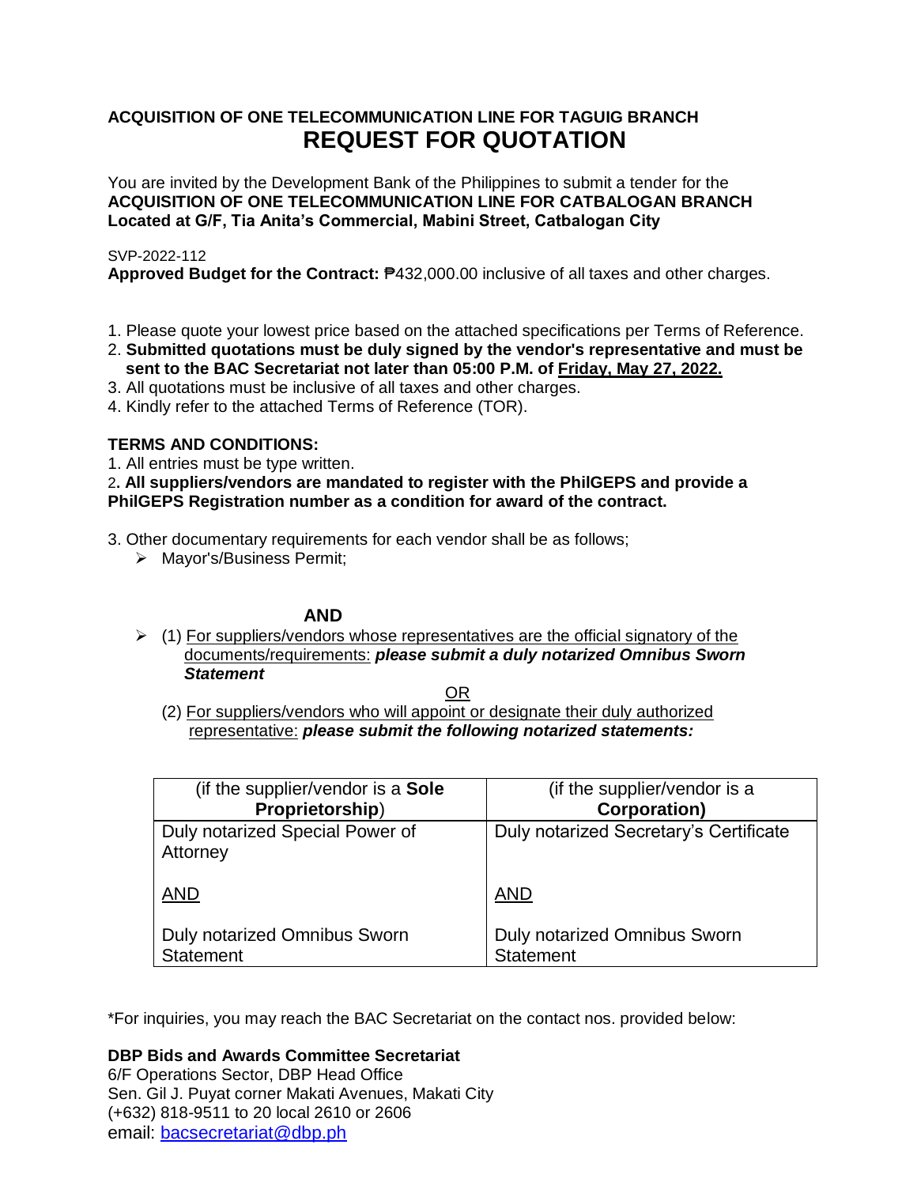## ACQUISITION OF ONE TELECOMMUNICATION LINE FOR TAGUIG BRANCH

# REQUEST FOR QUOTATION

You are invited by the Development Bank of the Philippines to submit a tender for the **ACQUISITION OF ONE TELECOMMUNICATION LINE FOR CATBALOGAN BRANCH Located at G/F, Tia Anita's Commercial, Mabini Street, Catbalogan City**

SVP-2022-112

**Approved Budget for the Contract:** ₱432,000.00 inclusive of all taxes and other charges.

1. Please quote your lowest price based on the attached specifications per Terms of Reference.
2. **Submitted quotations must be duly signed by the vendor's representative and must be sent to the BAC Secretariat not later than 05:00 P.M. of Friday, May 27, 2022.**
3. All quotations must be inclusive of all taxes and other charges.
4. Kindly refer to the attached Terms of Reference (TOR).

**TERMS AND CONDITIONS:**

1. All entries must be type written.
2. **All suppliers/vendors are mandated to register with the PhilGEPS and provide a PhilGEPS Registration number as a condition for award of the contract.**
3. Other documentary requirements for each vendor shall be as follows;
   - Mayor's/Business Permit;

**AND**

- (1) For suppliers/vendors whose representatives are the official signatory of the documents/requirements: ***please submit a duly notarized Omnibus Sworn Statement***

  OR

  (2) For suppliers/vendors who will appoint or designate their duly authorized representative: ***please submit the following notarized statements:***

| (if the supplier/vendor is a **Sole Proprietorship**) | (if the supplier/vendor is a **Corporation)** |
|---|---|
| Duly notarized Special Power of Attorney<br><br>AND<br><br>Duly notarized Omnibus Sworn Statement | Duly notarized Secretary's Certificate<br><br>AND<br><br>Duly notarized Omnibus Sworn Statement |

*For inquiries, you may reach the BAC Secretariat on the contact nos. provided below:

**DBP Bids and Awards Committee Secretariat**
6/F Operations Sector, DBP Head Office
Sen. Gil J. Puyat corner Makati Avenues, Makati City
(+632) 818-9511 to 20 local 2610 or 2606
email: bacsecretariat@dbp.ph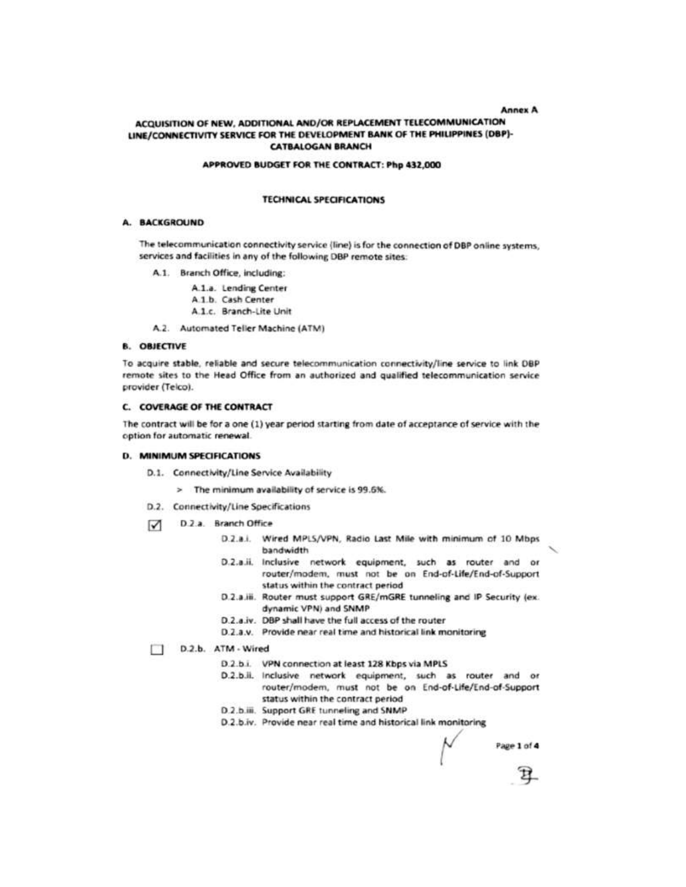Annex A

# ACQUISITION OF NEW, ADDITIONAL AND/OR REPLACEMENT TELECOMMUNICATION LINE/CONNECTIVITY SERVICE FOR THE DEVELOPMENT BANK OF THE PHILIPPINES (DBP)-CATBALOGAN BRANCH

**APPROVED BUDGET FOR THE CONTRACT: Php 432,000**

## TECHNICAL SPECIFICATIONS

### A. BACKGROUND

The telecommunication connectivity service (line) is for the connection of DBP online systems, services and facilities in any of the following DBP remote sites:

- A.1. Branch Office, including:
  - A.1.a. Lending Center
  - A.1.b. Cash Center
  - A.1.c. Branch-Lite Unit
- A.2. Automated Teller Machine (ATM)

### B. OBJECTIVE

To acquire stable, reliable and secure telecommunication connectivity/line service to link DBP remote sites to the Head Office from an authorized and qualified telecommunication service provider (Telco).

### C. COVERAGE OF THE CONTRACT

The contract will be for a one (1) year period starting from date of acceptance of service with the option for automatic renewal.

### D. MINIMUM SPECIFICATIONS

- D.1. Connectivity/Line Service Availability
  - > The minimum availability of service is 99.6%.
- D.2. Connectivity/Line Specifications

☑ D.2.a. Branch Office

- D.2.a.i. Wired MPLS/VPN, Radio Last Mile with minimum of 10 Mbps bandwidth
- D.2.a.ii. Inclusive network equipment, such as router and or router/modem, must not be on End-of-Life/End-of-Support status within the contract period
- D.2.a.iii. Router must support GRE/mGRE tunneling and IP Security (ex. dynamic VPN) and SNMP
- D.2.a.iv. DBP shall have the full access of the router
- D.2.a.v. Provide near real time and historical link monitoring

☐ D.2.b. ATM - Wired

- D.2.b.i. VPN connection at least 128 Kbps via MPLS
- D.2.b.ii. Inclusive network equipment, such as router and or router/modem, must not be on End-of-Life/End-of-Support status within the contract period
- D.2.b.iii. Support GRE tunneling and SNMP
- D.2.b.iv. Provide near real time and historical link monitoring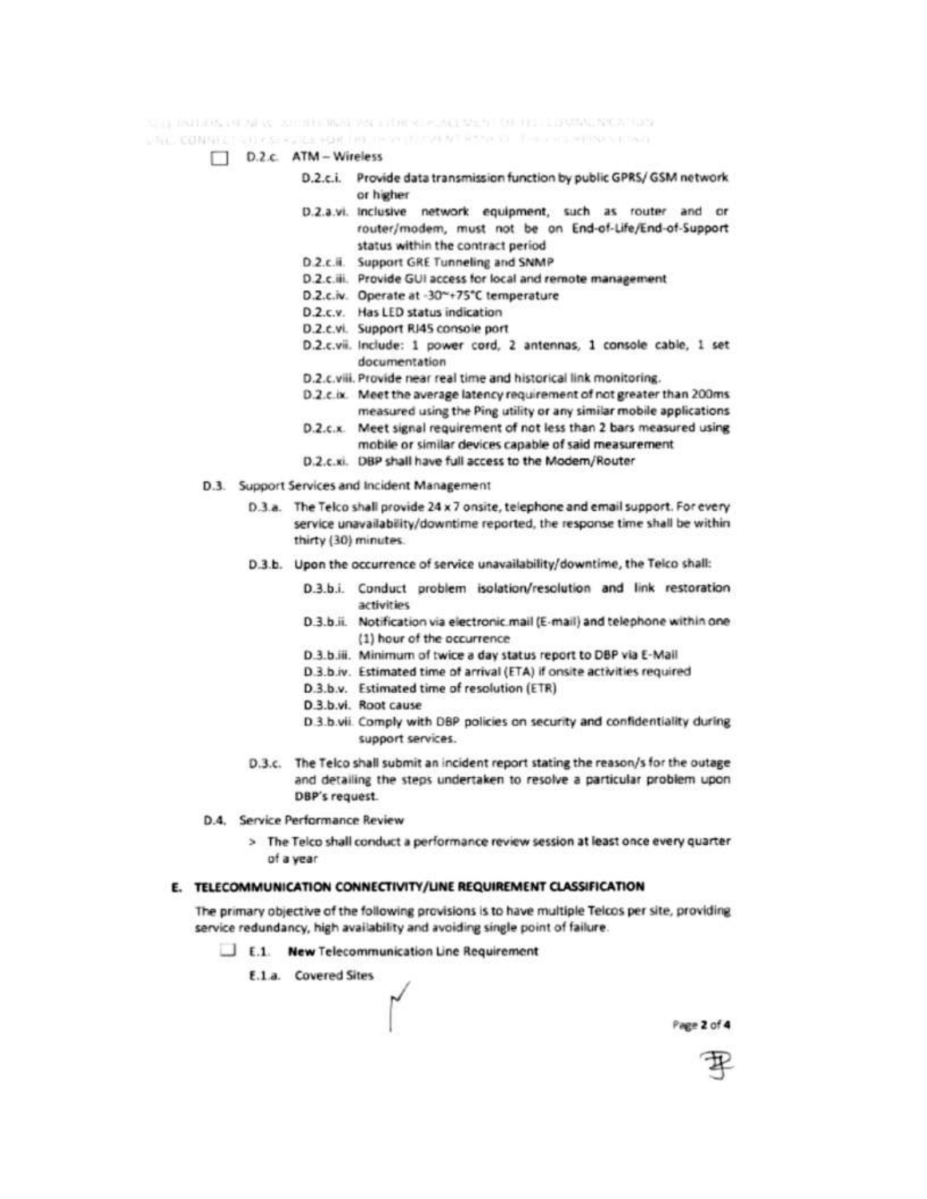- [ ] D.2.c. ATM – Wireless
  - D.2.c.i. Provide data transmission function by public GPRS/ GSM network or higher
  - D.2.a.vi. Inclusive network equipment, such as router and or router/modem, must not be on End-of-Life/End-of-Support status within the contract period
  - D.2.c.ii. Support GRE Tunneling and SNMP
  - D.2.c.iii. Provide GUI access for local and remote management
  - D.2.c.iv. Operate at -30~+75°C temperature
  - D.2.c.v. Has LED status indication
  - D.2.c.vi. Support RJ45 console port
  - D.2.c.vii. Include: 1 power cord, 2 antennas, 1 console cable, 1 set documentation
  - D.2.c.viii. Provide near real time and historical link monitoring.
  - D.2.c.ix. Meet the average latency requirement of not greater than 200ms measured using the Ping utility or any similar mobile applications
  - D.2.c.x. Meet signal requirement of not less than 2 bars measured using mobile or similar devices capable of said measurement
  - D.2.c.xi. DBP shall have full access to the Modem/Router

D.3. Support Services and Incident Management

- D.3.a. The Telco shall provide 24 x 7 onsite, telephone and email support. For every service unavailability/downtime reported, the response time shall be within thirty (30) minutes.
- D.3.b. Upon the occurrence of service unavailability/downtime, the Telco shall:
  - D.3.b.i. Conduct problem isolation/resolution and link restoration activities
  - D.3.b.ii. Notification via electronic mail (E-mail) and telephone within one (1) hour of the occurrence
  - D.3.b.iii. Minimum of twice a day status report to DBP via E-Mail
  - D.3.b.iv. Estimated time of arrival (ETA) if onsite activities required
  - D.3.b.v. Estimated time of resolution (ETR)
  - D.3.b.vi. Root cause
  - D.3.b.vii. Comply with DBP policies on security and confidentiality during support services.
- D.3.c. The Telco shall submit an incident report stating the reason/s for the outage and detailing the steps undertaken to resolve a particular problem upon DBP's request.

D.4. Service Performance Review

> The Telco shall conduct a performance review session at least once every quarter of a year

## E. TELECOMMUNICATION CONNECTIVITY/LINE REQUIREMENT CLASSIFICATION

The primary objective of the following provisions is to have multiple Telcos per site, providing service redundancy, high availability and avoiding single point of failure.

- [ ] E.1. **New** Telecommunication Line Requirement
  - E.1.a. Covered Sites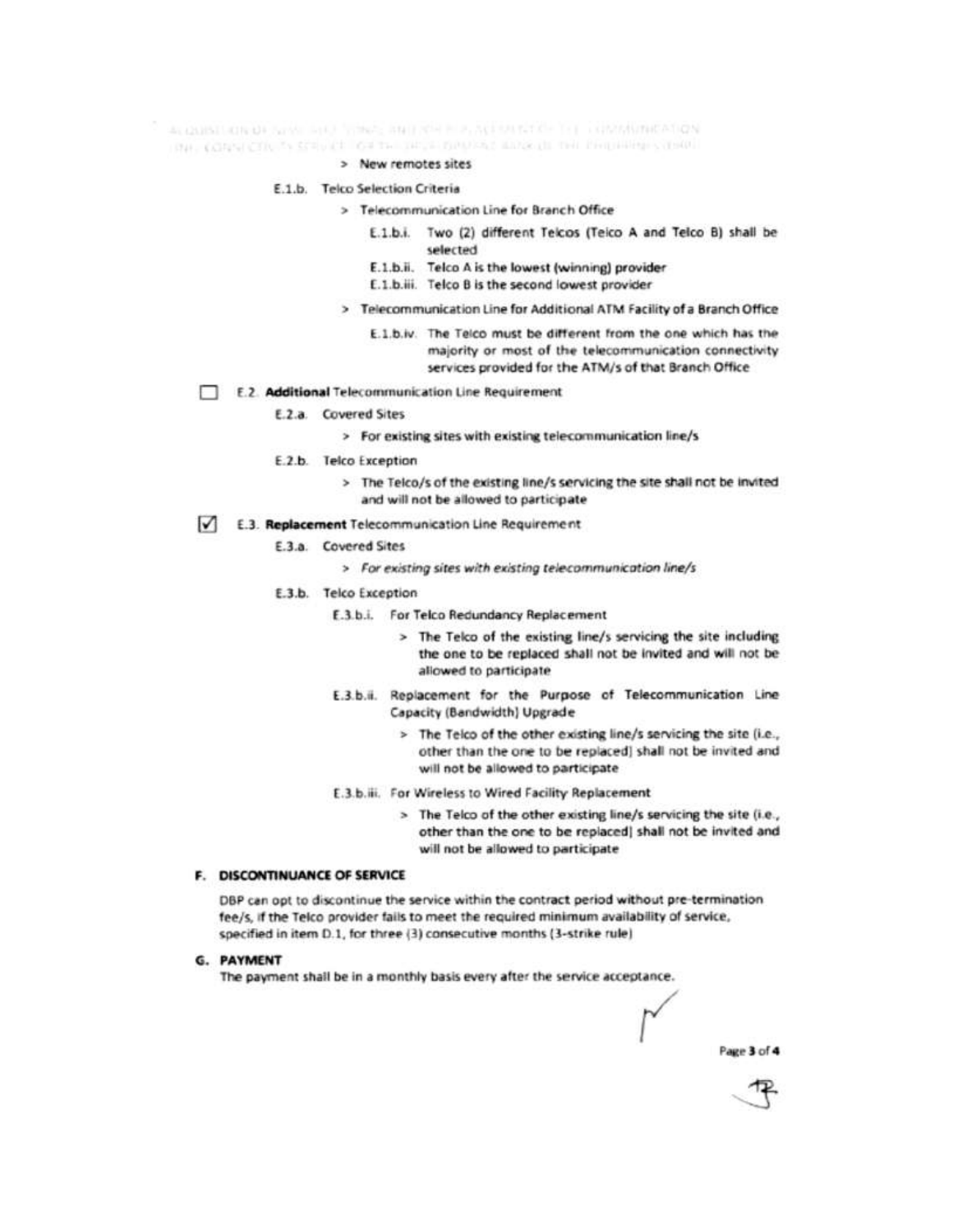> New remotes sites

E.1.b. Telco Selection Criteria

> Telecommunication Line for Branch Office

E.1.b.i. Two (2) different Telcos (Telco A and Telco B) shall be selected

E.1.b.ii. Telco A is the lowest (winning) provider

E.1.b.iii. Telco B is the second lowest provider

> Telecommunication Line for Additional ATM Facility of a Branch Office

E.1.b.iv. The Telco must be different from the one which has the majority or most of the telecommunication connectivity services provided for the ATM/s of that Branch Office

☐ E.2. **Additional** Telecommunication Line Requirement

E.2.a. Covered Sites

> For existing sites with existing telecommunication line/s

E.2.b. Telco Exception

> The Telco/s of the existing line/s servicing the site shall not be invited and will not be allowed to participate

☑ E.3. **Replacement** Telecommunication Line Requirement

E.3.a. Covered Sites

> *For existing sites with existing telecommunication line/s*

E.3.b. Telco Exception

E.3.b.i. For Telco Redundancy Replacement

> The Telco of the existing line/s servicing the site including the one to be replaced shall not be invited and will not be allowed to participate

E.3.b.ii. Replacement for the Purpose of Telecommunication Line Capacity (Bandwidth) Upgrade

> The Telco of the other existing line/s servicing the site (i.e., other than the one to be replaced) shall not be invited and will not be allowed to participate

E.3.b.iii. For Wireless to Wired Facility Replacement

> The Telco of the other existing line/s servicing the site (i.e., other than the one to be replaced) shall not be invited and will not be allowed to participate

## F. DISCONTINUANCE OF SERVICE

DBP can opt to discontinue the service within the contract period without pre-termination fee/s, if the Telco provider fails to meet the required minimum availability of service, specified in item D.1, for three (3) consecutive months (3-strike rule)

## G. PAYMENT

The payment shall be in a monthly basis every after the service acceptance.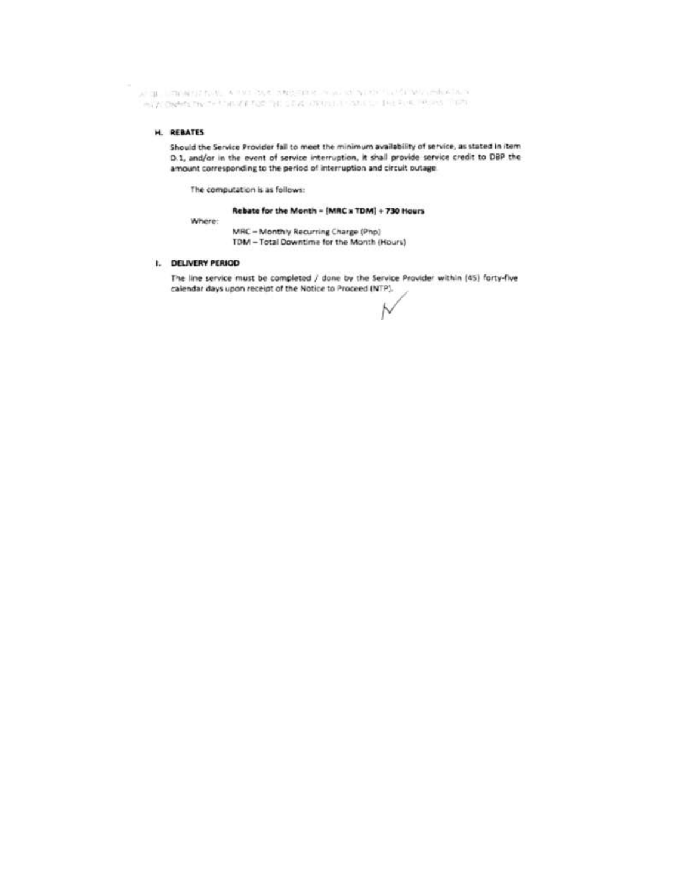## H. REBATES

Should the Service Provider fail to meet the minimum availability of service, as stated in item D.1, and/or in the event of service interruption, it shall provide service credit to DBP the amount corresponding to the period of interruption and circuit outage.

The computation is as follows:

**Rebate for the Month = [MRC x TDM] ÷ 730 Hours**

Where:

MRC – Monthly Recurring Charge (Php)
TDM – Total Downtime for the Month (Hours)

## I. DELIVERY PERIOD

The line service must be completed / done by the Service Provider within (45) forty-five calendar days upon receipt of the Notice to Proceed (NTP).